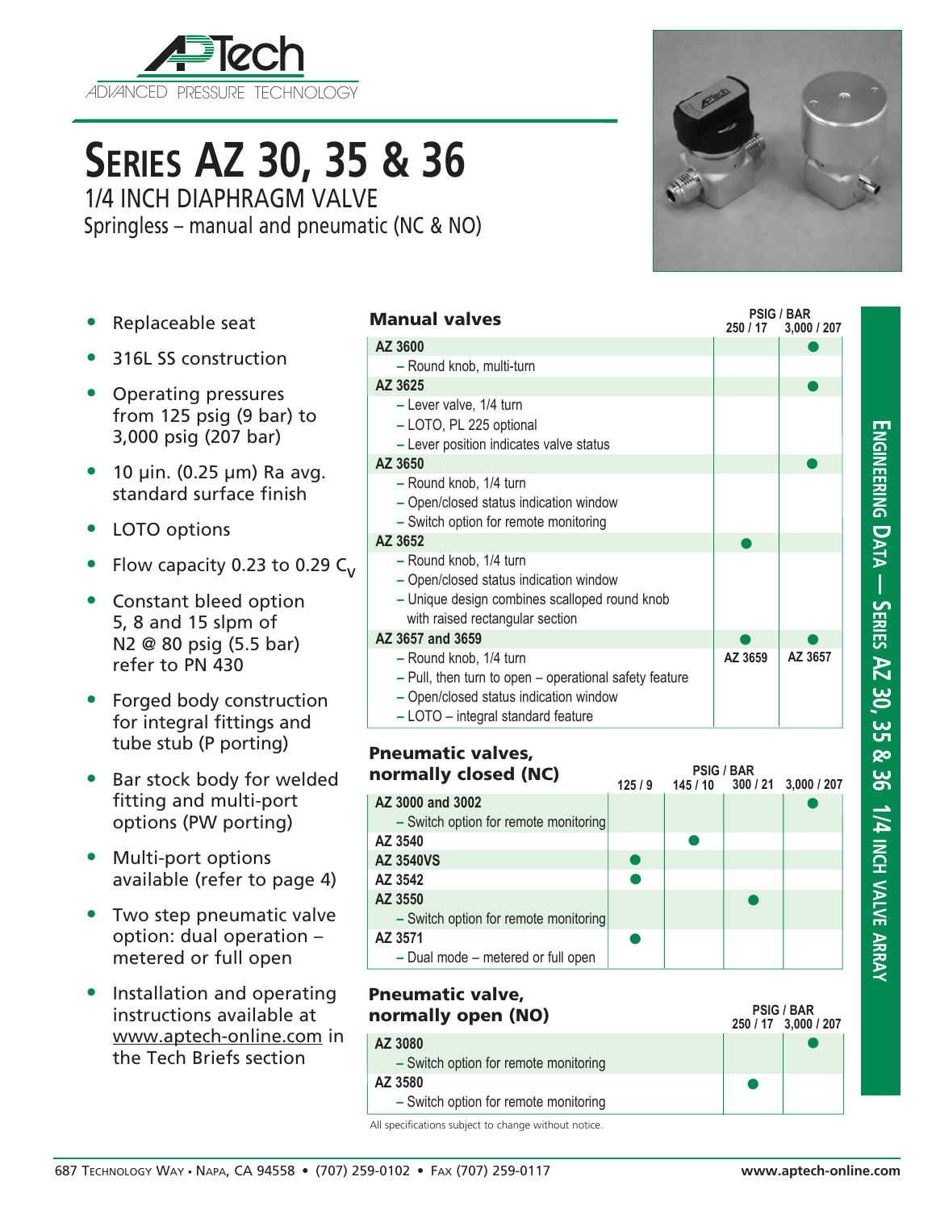# SERIES AZ 30, 35 & 36

## 1/4 INCH DIAPHRAGM VALVE

Springless – manual and pneumatic (NC & NO)

- Replaceable seat
- 316L SS construction
- Operating pressures from 125 psig (9 bar) to 3,000 psig (207 bar)
- 10 µin. (0.25 µm) Ra avg. standard surface finish
- LOTO options
- Flow capacity 0.23 to 0.29 $C_v$
- Constant bleed option 5, 8 and 15 slpm of N2 @ 80 psig (5.5 bar) refer to PN 430
- Forged body construction for integral fittings and tube stub (P porting)
- Bar stock body for welded fitting and multi-port options (PW porting)
- Multi-port options available (refer to page 4)
- Two step pneumatic valve option: dual operation – metered or full open
- Installation and operating instructions available at www.aptech-online.com in the Tech Briefs section

### Manual valves

| Manual valves | PSIG / BAR 250 / 17 | 3,000 / 207 |
|---|---|---|
| **AZ 3600** | | ● |
| – Round knob, multi-turn | | |
| **AZ 3625** | | ● |
| – Lever valve, 1/4 turn<br>– LOTO, PL 225 optional<br>– Lever position indicates valve status | | |
| **AZ 3650** | | ● |
| – Round knob, 1/4 turn<br>– Open/closed status indication window<br>– Switch option for remote monitoring | | |
| **AZ 3652** | ● | |
| – Round knob, 1/4 turn<br>– Open/closed status indication window<br>– Unique design combines scalloped round knob with raised rectangular section | | |
| **AZ 3657 and 3659** | ● | ● |
| – Round knob, 1/4 turn<br>– Pull, then turn to open – operational safety feature<br>– Open/closed status indication window<br>– LOTO – integral standard feature | AZ 3659 | AZ 3657 |

### Pneumatic valves, normally closed (NC)

| Pneumatic valves, normally closed (NC) | PSIG / BAR 125 / 9 | 145 / 10 | 300 / 21 | 3,000 / 207 |
|---|---|---|---|---|
| **AZ 3000 and 3002** | | | | ● |
| – Switch option for remote monitoring | | | | |
| **AZ 3540** | | ● | | |
| **AZ 3540VS** | ● | | | |
| **AZ 3542** | ● | | | |
| **AZ 3550** | | | ● | |
| – Switch option for remote monitoring | | | | |
| **AZ 3571** | ● | | | |
| – Dual mode – metered or full open | | | | |

### Pneumatic valve, normally open (NO)

| Pneumatic valve, normally open (NO) | PSIG / BAR 250 / 17 | 3,000 / 207 |
|---|---|---|
| **AZ 3080** | | ● |
| – Switch option for remote monitoring | | |
| **AZ 3580** | ● | |
| – Switch option for remote monitoring | | |

All specifications subject to change without notice.

ENGINEERING DATA — SERIES AZ 30, 35 & 36 1/4 INCH VALVE ARRAY

687 Technology Way • Napa, CA 94558 • (707) 259-0102 • Fax (707) 259-0117 www.aptech-online.com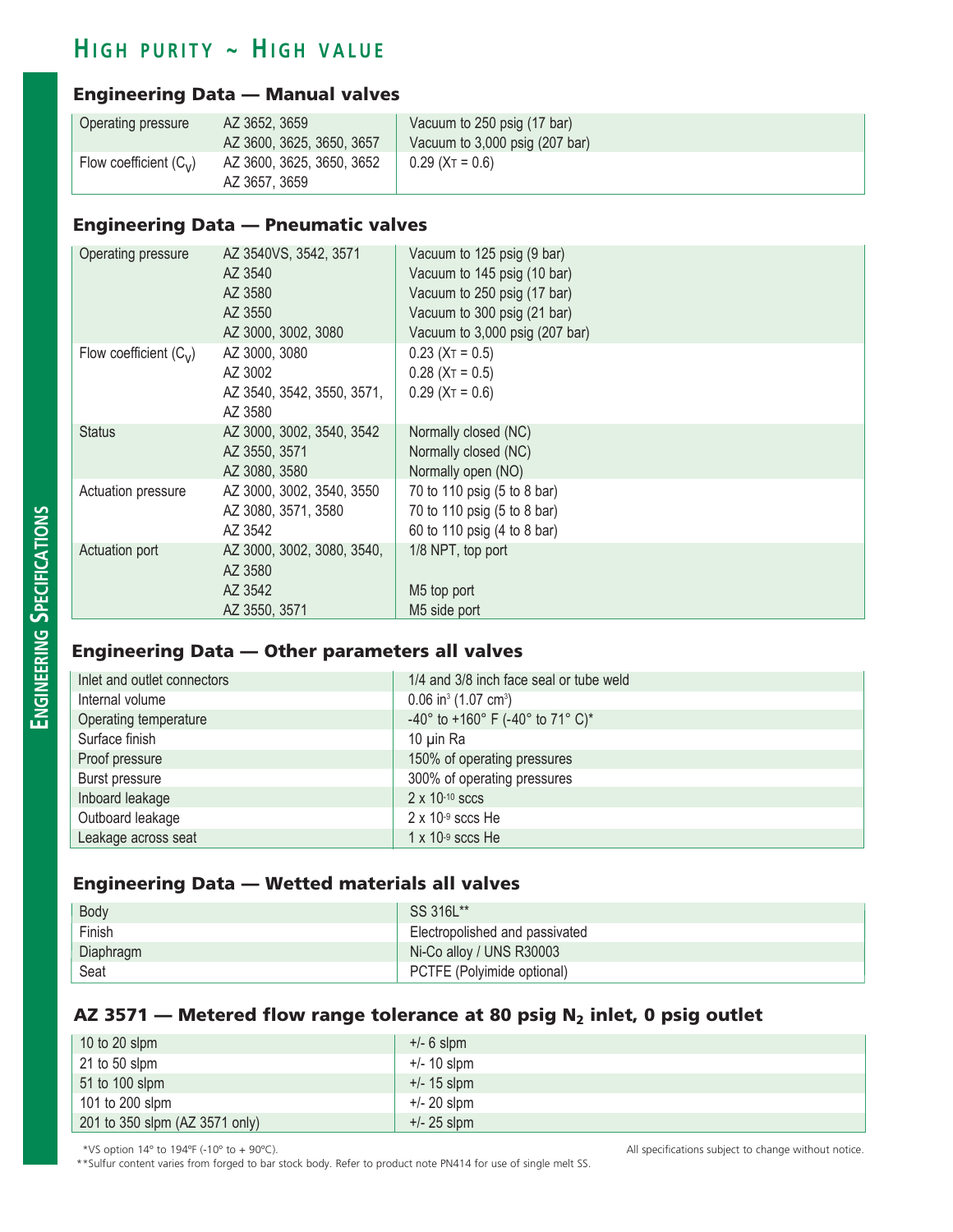# High purity ~ High value

## Engineering Data — Manual valves

| | | |
|---|---|---|
| Operating pressure | AZ 3652, 3659 | Vacuum to 250 psig (17 bar) |
| | AZ 3600, 3625, 3650, 3657 | Vacuum to 3,000 psig (207 bar) |
| Flow coefficient ($C_V$) | AZ 3600, 3625, 3650, 3652 AZ 3657, 3659 | 0.29 ($X_T$ = 0.6) |

## Engineering Data — Pneumatic valves

| | | |
|---|---|---|
| Operating pressure | AZ 3540VS, 3542, 3571 | Vacuum to 125 psig (9 bar) |
| | AZ 3540 | Vacuum to 145 psig (10 bar) |
| | AZ 3580 | Vacuum to 250 psig (17 bar) |
| | AZ 3550 | Vacuum to 300 psig (21 bar) |
| | AZ 3000, 3002, 3080 | Vacuum to 3,000 psig (207 bar) |
| Flow coefficient ($C_V$) | AZ 3000, 3080 | 0.23 ($X_T$ = 0.5) |
| | AZ 3002 | 0.28 ($X_T$ = 0.5) |
| | AZ 3540, 3542, 3550, 3571, AZ 3580 | 0.29 ($X_T$ = 0.6) |
| Status | AZ 3000, 3002, 3540, 3542 | Normally closed (NC) |
| | AZ 3550, 3571 | Normally closed (NC) |
| | AZ 3080, 3580 | Normally open (NO) |
| Actuation pressure | AZ 3000, 3002, 3540, 3550 | 70 to 110 psig (5 to 8 bar) |
| | AZ 3080, 3571, 3580 | 70 to 110 psig (5 to 8 bar) |
| | AZ 3542 | 60 to 110 psig (4 to 8 bar) |
| Actuation port | AZ 3000, 3002, 3080, 3540, AZ 3580 | 1/8 NPT, top port |
| | AZ 3542 | M5 top port |
| | AZ 3550, 3571 | M5 side port |

## Engineering Data — Other parameters all valves

| | |
|---|---|
| Inlet and outlet connectors | 1/4 and 3/8 inch face seal or tube weld |
| Internal volume | 0.06 $in^3$ (1.07 $cm^3$) |
| Operating temperature | -40° to +160° F (-40° to 71° C)* |
| Surface finish | 10 µin Ra |
| Proof pressure | 150% of operating pressures |
| Burst pressure | 300% of operating pressures |
| Inboard leakage | $2 \times 10^{-10}$ sccs |
| Outboard leakage | $2 \times 10^{-9}$ sccs He |
| Leakage across seat | $1 \times 10^{-9}$ sccs He |

## Engineering Data — Wetted materials all valves

| | |
|---|---|
| Body | SS 316L** |
| Finish | Electropolished and passivated |
| Diaphragm | Ni-Co alloy / UNS R30003 |
| Seat | PCTFE (Polyimide optional) |

## AZ 3571 — Metered flow range tolerance at 80 psig $N_2$ inlet, 0 psig outlet

| | |
|---|---|
| 10 to 20 slpm | +/- 6 slpm |
| 21 to 50 slpm | +/- 10 slpm |
| 51 to 100 slpm | +/- 15 slpm |
| 101 to 200 slpm | +/- 20 slpm |
| 201 to 350 slpm (AZ 3571 only) | +/- 25 slpm |

*VS option 14º to 194ºF (-10º to + 90ºC).

**Sulfur content varies from forged to bar stock body. Refer to product note PN414 for use of single melt SS.

All specifications subject to change without notice.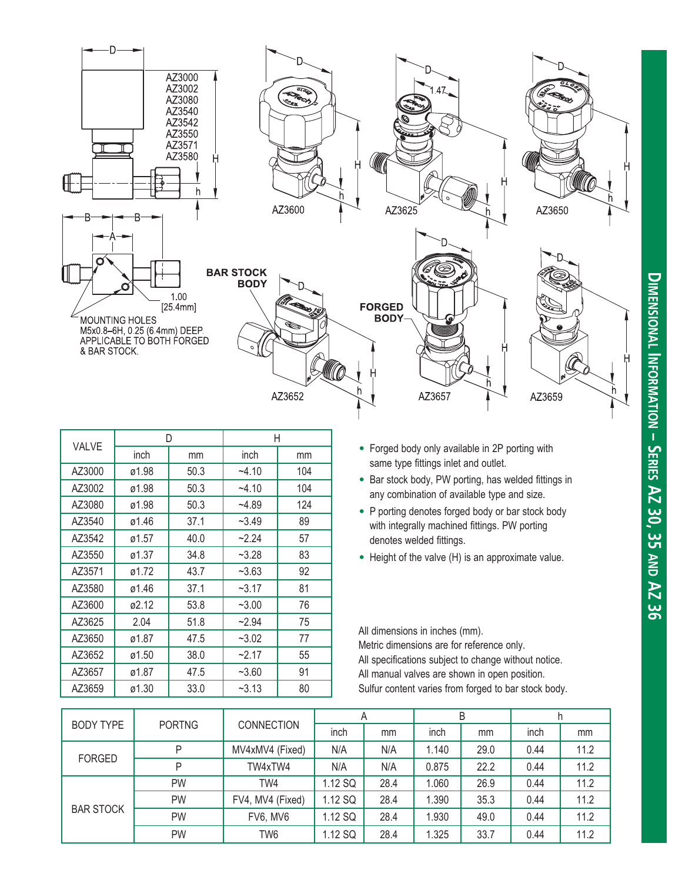## Dimensional Information – Series AZ 30, 35 and AZ 36

AZ3000
AZ3002
AZ3080
AZ3540
AZ3542
AZ3550
AZ3571
AZ3580

MOUNTING HOLES
M5x0.8–6H, 0.25 (6.4mm) DEEP.
APPLICABLE TO BOTH FORGED & BAR STOCK.

1.00 [25.4mm]

BAR STOCK BODY

FORGED BODY

AZ3600 AZ3625 AZ3650 AZ3652 AZ3657 AZ3659

| VALVE | D | | H | |
|---|---|---|---|---|
| | inch | mm | inch | mm |
| AZ3000 | ø1.98 | 50.3 | ~4.10 | 104 |
| AZ3002 | ø1.98 | 50.3 | ~4.10 | 104 |
| AZ3080 | ø1.98 | 50.3 | ~4.89 | 124 |
| AZ3540 | ø1.46 | 37.1 | ~3.49 | 89 |
| AZ3542 | ø1.57 | 40.0 | ~2.24 | 57 |
| AZ3550 | ø1.37 | 34.8 | ~3.28 | 83 |
| AZ3571 | ø1.72 | 43.7 | ~3.63 | 92 |
| AZ3580 | ø1.46 | 37.1 | ~3.17 | 81 |
| AZ3600 | ø2.12 | 53.8 | ~3.00 | 76 |
| AZ3625 | 2.04 | 51.8 | ~2.94 | 75 |
| AZ3650 | ø1.87 | 47.5 | ~3.02 | 77 |
| AZ3652 | ø1.50 | 38.0 | ~2.17 | 55 |
| AZ3657 | ø1.87 | 47.5 | ~3.60 | 91 |
| AZ3659 | ø1.30 | 33.0 | ~3.13 | 80 |

- Forged body only available in 2P porting with same type fittings inlet and outlet.
- Bar stock body, PW porting, has welded fittings in any combination of available type and size.
- P porting denotes forged body or bar stock body with integrally machined fittings. PW porting denotes welded fittings.
- Height of the valve (H) is an approximate value.

All dimensions in inches (mm).
Metric dimensions are for reference only.
All specifications subject to change without notice.
All manual valves are shown in open position.
Sulfur content varies from forged to bar stock body.

| BODY TYPE | PORTNG | CONNECTION | A | | B | | h | |
|---|---|---|---|---|---|---|---|---|
| | | | inch | mm | inch | mm | inch | mm |
| FORGED | P | MV4xMV4 (Fixed) | N/A | N/A | 1.140 | 29.0 | 0.44 | 11.2 |
| | P | TW4xTW4 | N/A | N/A | 0.875 | 22.2 | 0.44 | 11.2 |
| BAR STOCK | PW | TW4 | 1.12 SQ | 28.4 | 1.060 | 26.9 | 0.44 | 11.2 |
| | PW | FV4, MV4 (Fixed) | 1.12 SQ | 28.4 | 1.390 | 35.3 | 0.44 | 11.2 |
| | PW | FV6, MV6 | 1.12 SQ | 28.4 | 1.930 | 49.0 | 0.44 | 11.2 |
| | PW | TW6 | 1.12 SQ | 28.4 | 1.325 | 33.7 | 0.44 | 11.2 |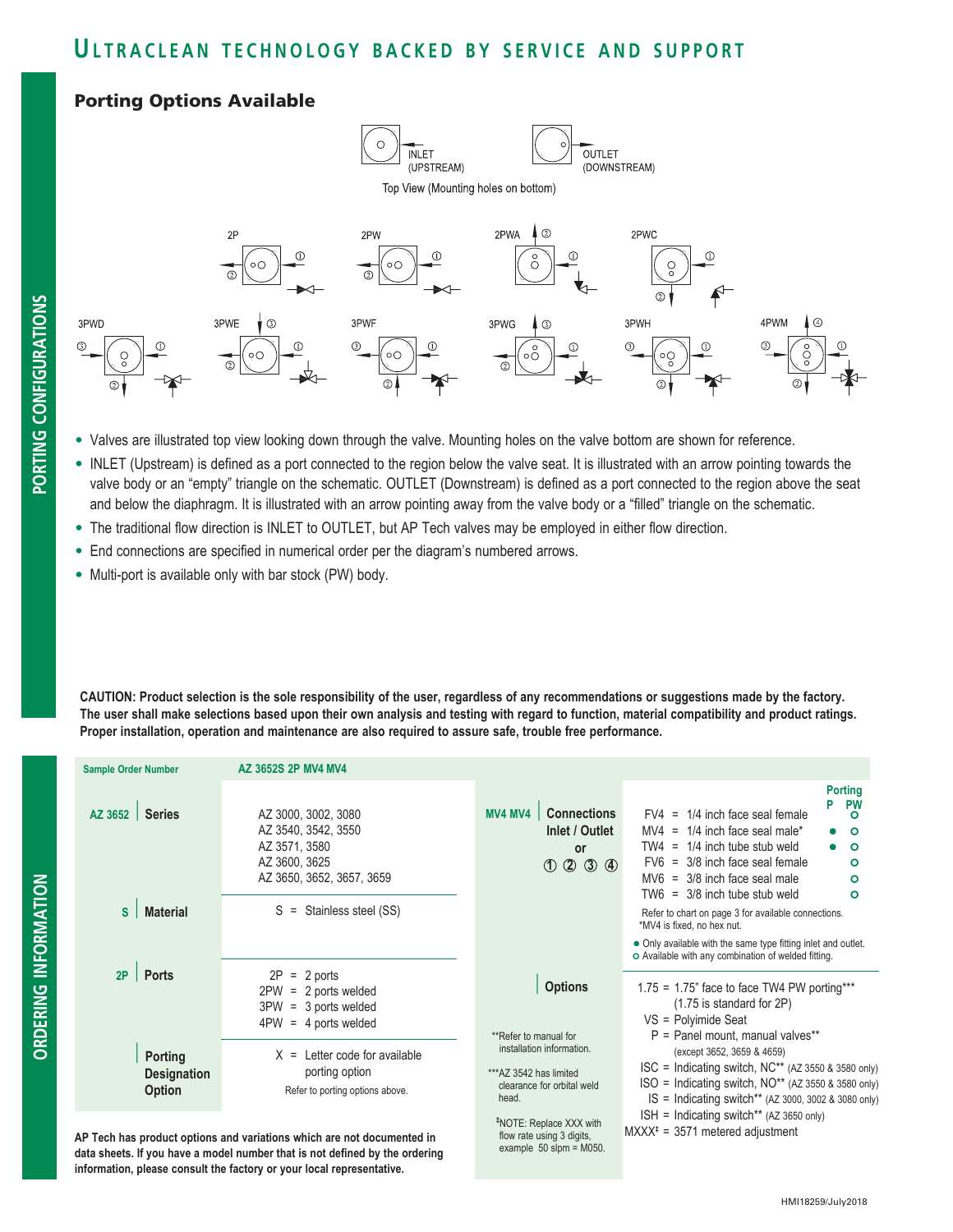# ULTRACLEAN TECHNOLOGY BACKED BY SERVICE AND SUPPORT

PORTING CONFIGURATIONS

## Porting Options Available

INLET (UPSTREAM)

OUTLET (DOWNSTREAM)

Top View (Mounting holes on bottom)

2P  2PW  2PWA  2PWC

3PWD  3PWE  3PWF  3PWG  3PWH  4PWM

- Valves are illustrated top view looking down through the valve. Mounting holes on the valve bottom are shown for reference.
- INLET (Upstream) is defined as a port connected to the region below the valve seat. It is illustrated with an arrow pointing towards the valve body or an "empty" triangle on the schematic. OUTLET (Downstream) is defined as a port connected to the region above the seat and below the diaphragm. It is illustrated with an arrow pointing away from the valve body or a "filled" triangle on the schematic.
- The traditional flow direction is INLET to OUTLET, but AP Tech valves may be employed in either flow direction.
- End connections are specified in numerical order per the diagram's numbered arrows.
- Multi-port is available only with bar stock (PW) body.

**CAUTION: Product selection is the sole responsibility of the user, regardless of any recommendations or suggestions made by the factory. The user shall make selections based upon their own analysis and testing with regard to function, material compatibility and product ratings. Proper installation, operation and maintenance are also required to assure safe, trouble free performance.**

ORDERING INFORMATION

**Sample Order Number** **AZ 3652S 2P MV4 MV4**

| | |
|---|---|
| **AZ 3652** \| **Series** | AZ 3000, 3002, 3080<br>AZ 3540, 3542, 3550<br>AZ 3571, 3580<br>AZ 3600, 3625<br>AZ 3650, 3652, 3657, 3659 |
| **S** \| **Material** | S = Stainless steel (SS) |
| **2P** \| **Ports** | 2P = 2 ports<br>2PW = 2 ports welded<br>3PW = 3 ports welded<br>4PW = 4 ports welded |
| \| **Porting Designation Option** | X = Letter code for available porting option<br>Refer to porting options above. |

**AP Tech has product options and variations which are not documented in data sheets. If you have a model number that is not defined by the ordering information, please consult the factory or your local representative.**

**MV4 MV4** | **Connections Inlet / Outlet or ① ② ③ ④**

| Code | Description | Porting P | Porting PW |
|---|---|---|---|
| FV4 | 1/4 inch face seal female | | ○ |
| MV4 | 1/4 inch face seal male* | ● | ○ |
| TW4 | 1/4 inch tube stub weld | ● | ○ |
| FV6 | 3/8 inch face seal female | | ○ |
| MV6 | 3/8 inch face seal male | | ○ |
| TW6 | 3/8 inch tube stub weld | | ○ |

Refer to chart on page 3 for available connections.
*MV4 is fixed, no hex nut.

● Only available with the same type fitting inlet and outlet.
○ Available with any combination of welded fitting.

| **Options**

- 1.75 = 1.75" face to face TW4 PW porting*** (1.75 is standard for 2P)
- VS = Polyimide Seat
- P = Panel mount, manual valves** (except 3652, 3659 & 4659)
- ISC = Indicating switch, NC** (AZ 3550 & 3580 only)
- ISO = Indicating switch, NO** (AZ 3550 & 3580 only)
- IS = Indicating switch** (AZ 3000, 3002 & 3080 only)
- ISH = Indicating switch** (AZ 3650 only)
- MXXX‡ = 3571 metered adjustment

**Refer to manual for installation information.

***AZ 3542 has limited clearance for orbital weld head.

‡NOTE: Replace XXX with flow rate using 3 digits, example 50 slpm = M050.

HMI18259/July2018